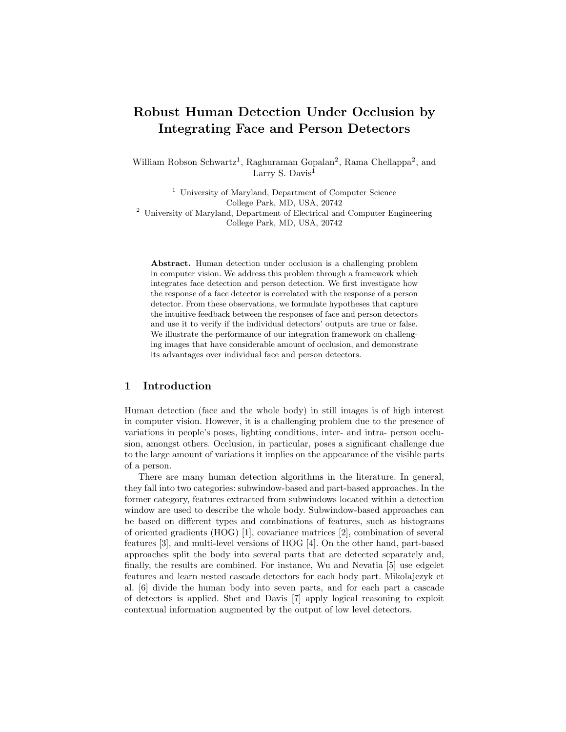# Robust Human Detection Under Occlusion by Integrating Face and Person Detectors

William Robson Schwartz[1], Raghuraman Gopalan[2], Rama Chellappa[2], and Larry S. Davis[1]

[1] University of Maryland, Department of Computer Science
College Park, MD, USA, 20742

[2] University of Maryland, Department of Electrical and Computer Engineering
College Park, MD, USA, 20742

**Abstract.** Human detection under occlusion is a challenging problem in computer vision. We address this problem through a framework which integrates face detection and person detection. We first investigate how the response of a face detector is correlated with the response of a person detector. From these observations, we formulate hypotheses that capture the intuitive feedback between the responses of face and person detectors and use it to verify if the individual detectors' outputs are true or false. We illustrate the performance of our integration framework on challenging images that have considerable amount of occlusion, and demonstrate its advantages over individual face and person detectors.

## 1 Introduction

Human detection (face and the whole body) in still images is of high interest in computer vision. However, it is a challenging problem due to the presence of variations in people's poses, lighting conditions, inter- and intra- person occlusion, amongst others. Occlusion, in particular, poses a significant challenge due to the large amount of variations it implies on the appearance of the visible parts of a person.

There are many human detection algorithms in the literature. In general, they fall into two categories: subwindow-based and part-based approaches. In the former category, features extracted from subwindows located within a detection window are used to describe the whole body. Subwindow-based approaches can be based on different types and combinations of features, such as histograms of oriented gradients (HOG) [1], covariance matrices [2], combination of several features [3], and multi-level versions of HOG [4]. On the other hand, part-based approaches split the body into several parts that are detected separately and, finally, the results are combined. For instance, Wu and Nevatia [5] use edgelet features and learn nested cascade detectors for each body part. Mikolajczyk et al. [6] divide the human body into seven parts, and for each part a cascade of detectors is applied. Shet and Davis [7] apply logical reasoning to exploit contextual information augmented by the output of low level detectors.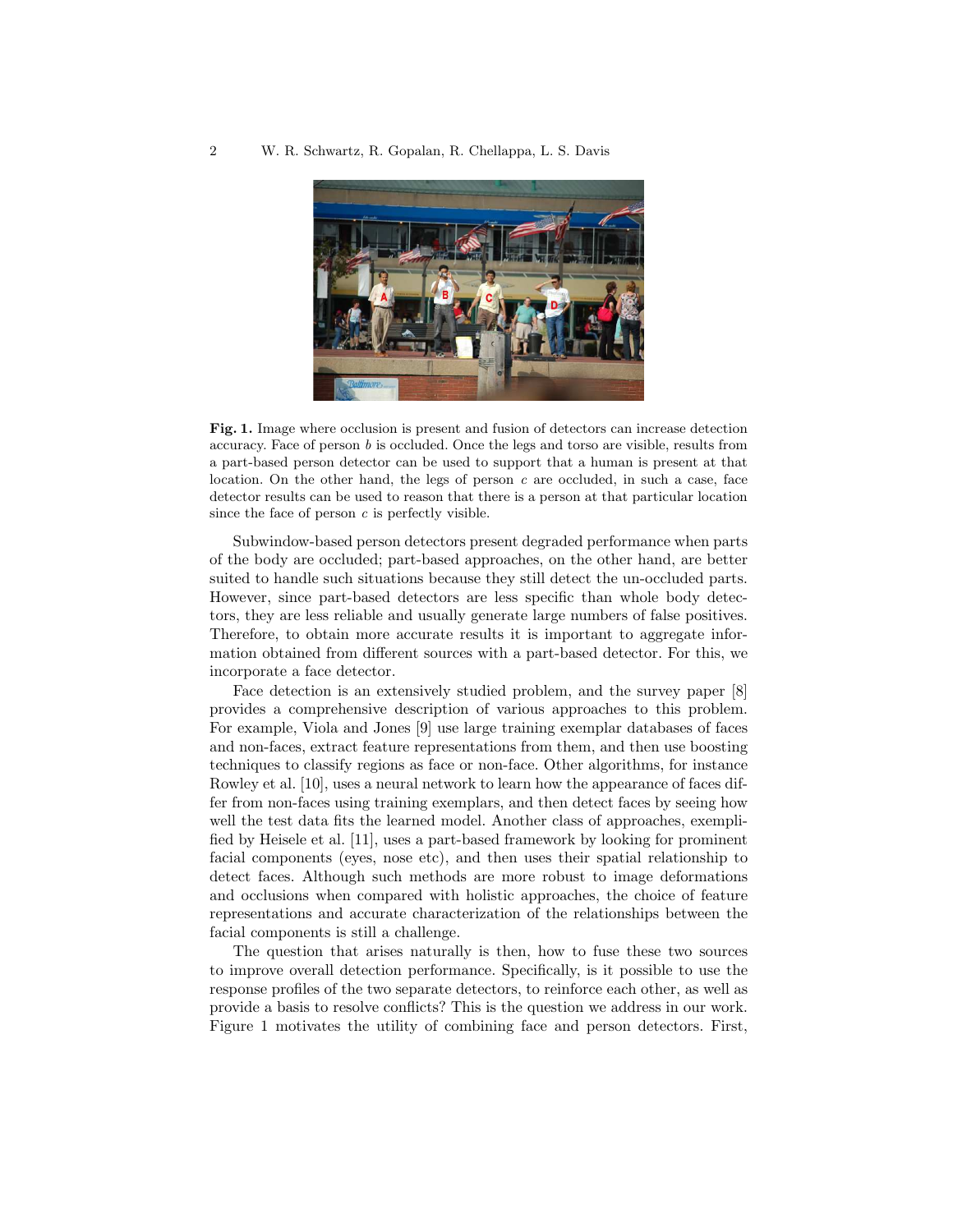**Fig. 1.** Image where occlusion is present and fusion of detectors can increase detection accuracy. Face of person $b$ is occluded. Once the legs and torso are visible, results from a part-based person detector can be used to support that a human is present at that location. On the other hand, the legs of person $c$ are occluded, in such a case, face detector results can be used to reason that there is a person at that particular location since the face of person $c$ is perfectly visible.

Subwindow-based person detectors present degraded performance when parts of the body are occluded; part-based approaches, on the other hand, are better suited to handle such situations because they still detect the un-occluded parts. However, since part-based detectors are less specific than whole body detectors, they are less reliable and usually generate large numbers of false positives. Therefore, to obtain more accurate results it is important to aggregate information obtained from different sources with a part-based detector. For this, we incorporate a face detector.

Face detection is an extensively studied problem, and the survey paper [8] provides a comprehensive description of various approaches to this problem. For example, Viola and Jones [9] use large training exemplar databases of faces and non-faces, extract feature representations from them, and then use boosting techniques to classify regions as face or non-face. Other algorithms, for instance Rowley et al. [10], uses a neural network to learn how the appearance of faces differ from non-faces using training exemplars, and then detect faces by seeing how well the test data fits the learned model. Another class of approaches, exemplified by Heisele et al. [11], uses a part-based framework by looking for prominent facial components (eyes, nose etc), and then uses their spatial relationship to detect faces. Although such methods are more robust to image deformations and occlusions when compared with holistic approaches, the choice of feature representations and accurate characterization of the relationships between the facial components is still a challenge.

The question that arises naturally is then, how to fuse these two sources to improve overall detection performance. Specifically, is it possible to use the response profiles of the two separate detectors, to reinforce each other, as well as provide a basis to resolve conflicts? This is the question we address in our work. Figure 1 motivates the utility of combining face and person detectors. First,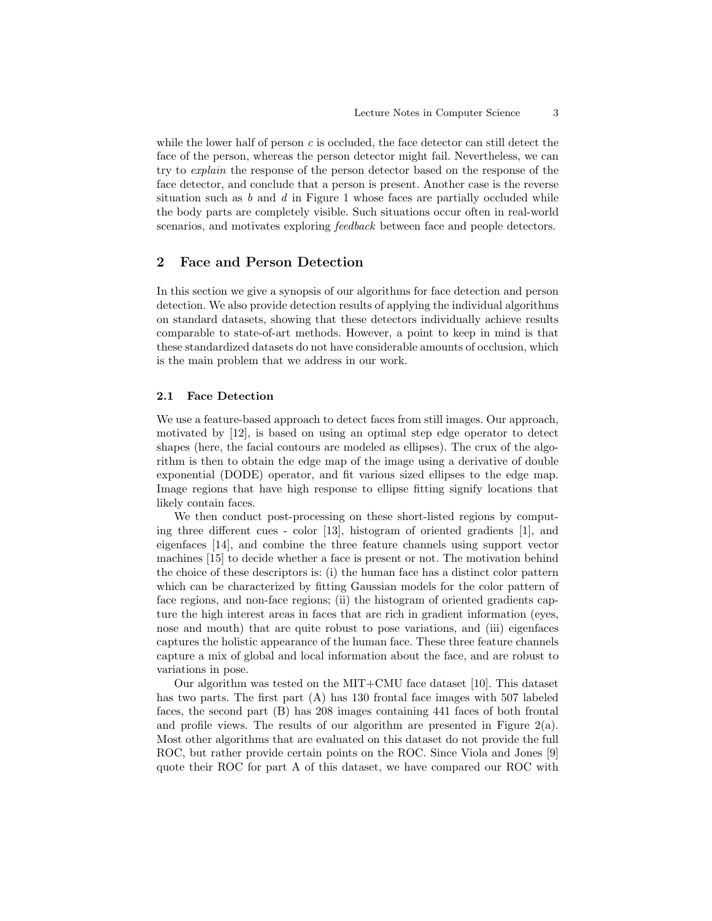while the lower half of person $c$ is occluded, the face detector can still detect the face of the person, whereas the person detector might fail. Nevertheless, we can try to *explain* the response of the person detector based on the response of the face detector, and conclude that a person is present. Another case is the reverse situation such as $b$ and $d$ in Figure 1 whose faces are partially occluded while the body parts are completely visible. Such situations occur often in real-world scenarios, and motivates exploring *feedback* between face and people detectors.

## 2 Face and Person Detection

In this section we give a synopsis of our algorithms for face detection and person detection. We also provide detection results of applying the individual algorithms on standard datasets, showing that these detectors individually achieve results comparable to state-of-art methods. However, a point to keep in mind is that these standardized datasets do not have considerable amounts of occlusion, which is the main problem that we address in our work.

### 2.1 Face Detection

We use a feature-based approach to detect faces from still images. Our approach, motivated by [12], is based on using an optimal step edge operator to detect shapes (here, the facial contours are modeled as ellipses). The crux of the algorithm is then to obtain the edge map of the image using a derivative of double exponential (DODE) operator, and fit various sized ellipses to the edge map. Image regions that have high response to ellipse fitting signify locations that likely contain faces.

We then conduct post-processing on these short-listed regions by computing three different cues - color [13], histogram of oriented gradients [1], and eigenfaces [14], and combine the three feature channels using support vector machines [15] to decide whether a face is present or not. The motivation behind the choice of these descriptors is: (i) the human face has a distinct color pattern which can be characterized by fitting Gaussian models for the color pattern of face regions, and non-face regions; (ii) the histogram of oriented gradients capture the high interest areas in faces that are rich in gradient information (eyes, nose and mouth) that are quite robust to pose variations, and (iii) eigenfaces captures the holistic appearance of the human face. These three feature channels capture a mix of global and local information about the face, and are robust to variations in pose.

Our algorithm was tested on the MIT+CMU face dataset [10]. This dataset has two parts. The first part (A) has 130 frontal face images with 507 labeled faces, the second part (B) has 208 images containing 441 faces of both frontal and profile views. The results of our algorithm are presented in Figure 2(a). Most other algorithms that are evaluated on this dataset do not provide the full ROC, but rather provide certain points on the ROC. Since Viola and Jones [9] quote their ROC for part A of this dataset, we have compared our ROC with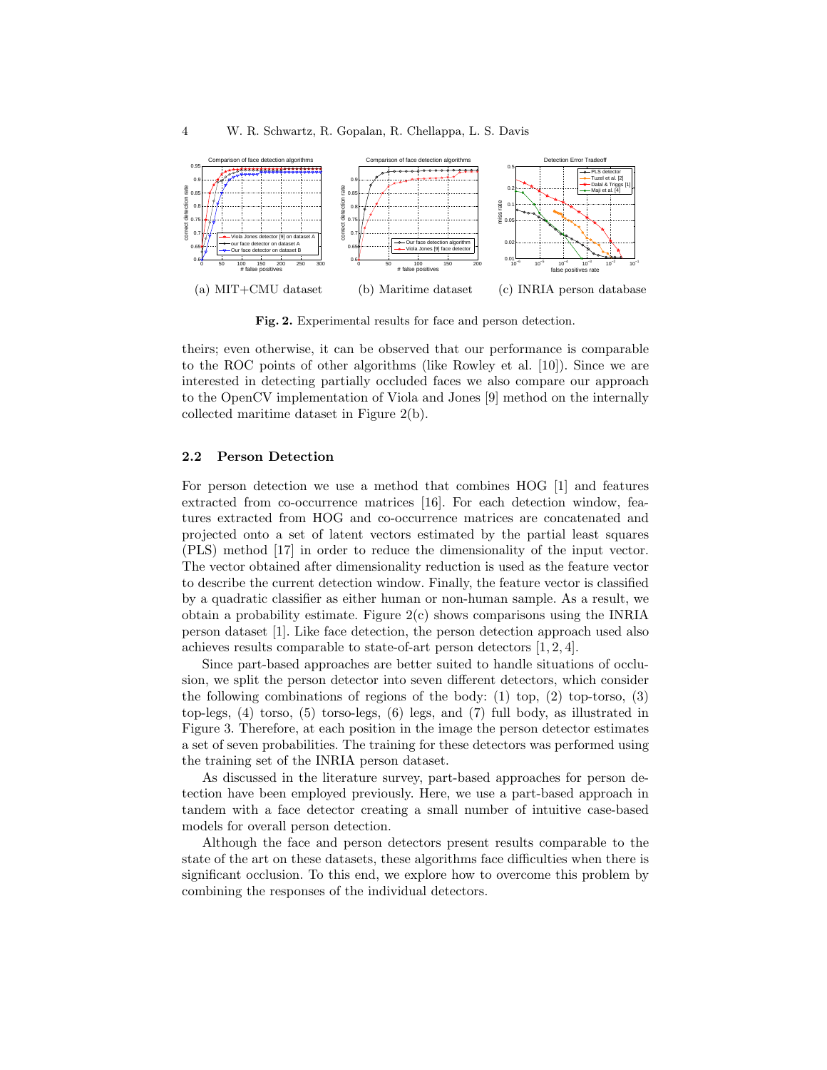(a) MIT+CMU dataset (b) Maritime dataset (c) INRIA person database

**Fig. 2.** Experimental results for face and person detection.

theirs; even otherwise, it can be observed that our performance is comparable to the ROC points of other algorithms (like Rowley et al. [10]). Since we are interested in detecting partially occluded faces we also compare our approach to the OpenCV implementation of Viola and Jones [9] method on the internally collected maritime dataset in Figure 2(b).

### 2.2 Person Detection

For person detection we use a method that combines HOG [1] and features extracted from co-occurrence matrices [16]. For each detection window, features extracted from HOG and co-occurrence matrices are concatenated and projected onto a set of latent vectors estimated by the partial least squares (PLS) method [17] in order to reduce the dimensionality of the input vector. The vector obtained after dimensionality reduction is used as the feature vector to describe the current detection window. Finally, the feature vector is classified by a quadratic classifier as either human or non-human sample. As a result, we obtain a probability estimate. Figure 2(c) shows comparisons using the INRIA person dataset [1]. Like face detection, the person detection approach used also achieves results comparable to state-of-art person detectors [1, 2, 4].

Since part-based approaches are better suited to handle situations of occlusion, we split the person detector into seven different detectors, which consider the following combinations of regions of the body: (1) top, (2) top-torso, (3) top-legs, (4) torso, (5) torso-legs, (6) legs, and (7) full body, as illustrated in Figure 3. Therefore, at each position in the image the person detector estimates a set of seven probabilities. The training for these detectors was performed using the training set of the INRIA person dataset.

As discussed in the literature survey, part-based approaches for person detection have been employed previously. Here, we use a part-based approach in tandem with a face detector creating a small number of intuitive case-based models for overall person detection.

Although the face and person detectors present results comparable to the state of the art on these datasets, these algorithms face difficulties when there is significant occlusion. To this end, we explore how to overcome this problem by combining the responses of the individual detectors.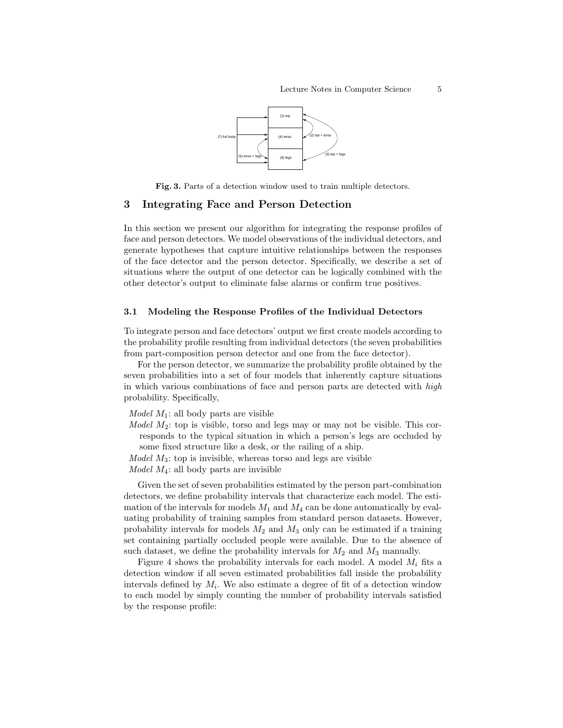Fig. 3. Parts of a detection window used to train multiple detectors.

## 3 Integrating Face and Person Detection

In this section we present our algorithm for integrating the response profiles of face and person detectors. We model observations of the individual detectors, and generate hypotheses that capture intuitive relationships between the responses of the face detector and the person detector. Specifically, we describe a set of situations where the output of one detector can be logically combined with the other detector's output to eliminate false alarms or confirm true positives.

### 3.1 Modeling the Response Profiles of the Individual Detectors

To integrate person and face detectors' output we first create models according to the probability profile resulting from individual detectors (the seven probabilities from part-composition person detector and one from the face detector).

For the person detector, we summarize the probability profile obtained by the seven probabilities into a set of four models that inherently capture situations in which various combinations of face and person parts are detected with *high* probability. Specifically,

*Model* $M_1$: all body parts are visible

*Model* $M_2$: top is visible, torso and legs may or may not be visible. This corresponds to the typical situation in which a person's legs are occluded by some fixed structure like a desk, or the railing of a ship.

*Model* $M_3$: top is invisible, whereas torso and legs are visible

*Model* $M_4$: all body parts are invisible

Given the set of seven probabilities estimated by the person part-combination detectors, we define probability intervals that characterize each model. The estimation of the intervals for models $M_1$ and $M_4$ can be done automatically by evaluating probability of training samples from standard person datasets. However, probability intervals for models $M_2$ and $M_3$ only can be estimated if a training set containing partially occluded people were available. Due to the absence of such dataset, we define the probability intervals for $M_2$ and $M_3$ manually.

Figure 4 shows the probability intervals for each model. A model $M_i$ fits a detection window if all seven estimated probabilities fall inside the probability intervals defined by $M_i$. We also estimate a degree of fit of a detection window to each model by simply counting the number of probability intervals satisfied by the response profile: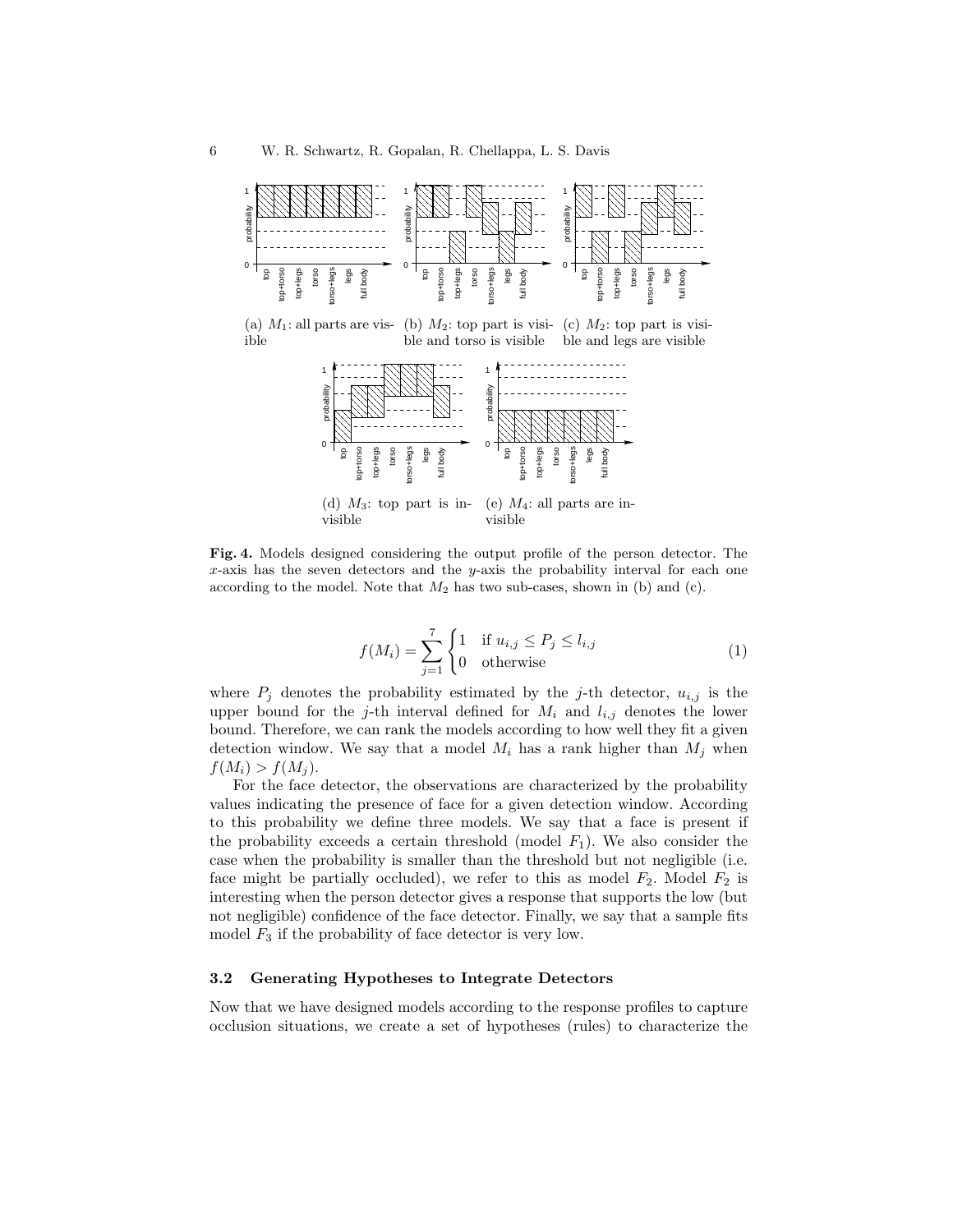(a) $M_1$: all parts are visible

(b) $M_2$: top part is visible and torso is visible

(c) $M_2$: top part is visible and legs are visible

(d) $M_3$: top part is invisible

(e) $M_4$: all parts are invisible

**Fig. 4.** Models designed considering the output profile of the person detector. The $x$-axis has the seven detectors and the $y$-axis the probability interval for each one according to the model. Note that $M_2$ has two sub-cases, shown in (b) and (c).

$$f(M_i) = \sum_{j=1}^{7} \begin{cases} 1 & \text{if } u_{i,j} \leq P_j \leq l_{i,j} \\ 0 & \text{otherwise} \end{cases} \tag{1}$$

where $P_j$ denotes the probability estimated by the $j$-th detector, $u_{i,j}$ is the upper bound for the $j$-th interval defined for $M_i$ and $l_{i,j}$ denotes the lower bound. Therefore, we can rank the models according to how well they fit a given detection window. We say that a model $M_i$ has a rank higher than $M_j$ when $f(M_i) > f(M_j)$.

For the face detector, the observations are characterized by the probability values indicating the presence of face for a given detection window. According to this probability we define three models. We say that a face is present if the probability exceeds a certain threshold (model $F_1$). We also consider the case when the probability is smaller than the threshold but not negligible (i.e. face might be partially occluded), we refer to this as model $F_2$. Model $F_2$ is interesting when the person detector gives a response that supports the low (but not negligible) confidence of the face detector. Finally, we say that a sample fits model $F_3$ if the probability of face detector is very low.

### 3.2 Generating Hypotheses to Integrate Detectors

Now that we have designed models according to the response profiles to capture occlusion situations, we create a set of hypotheses (rules) to characterize the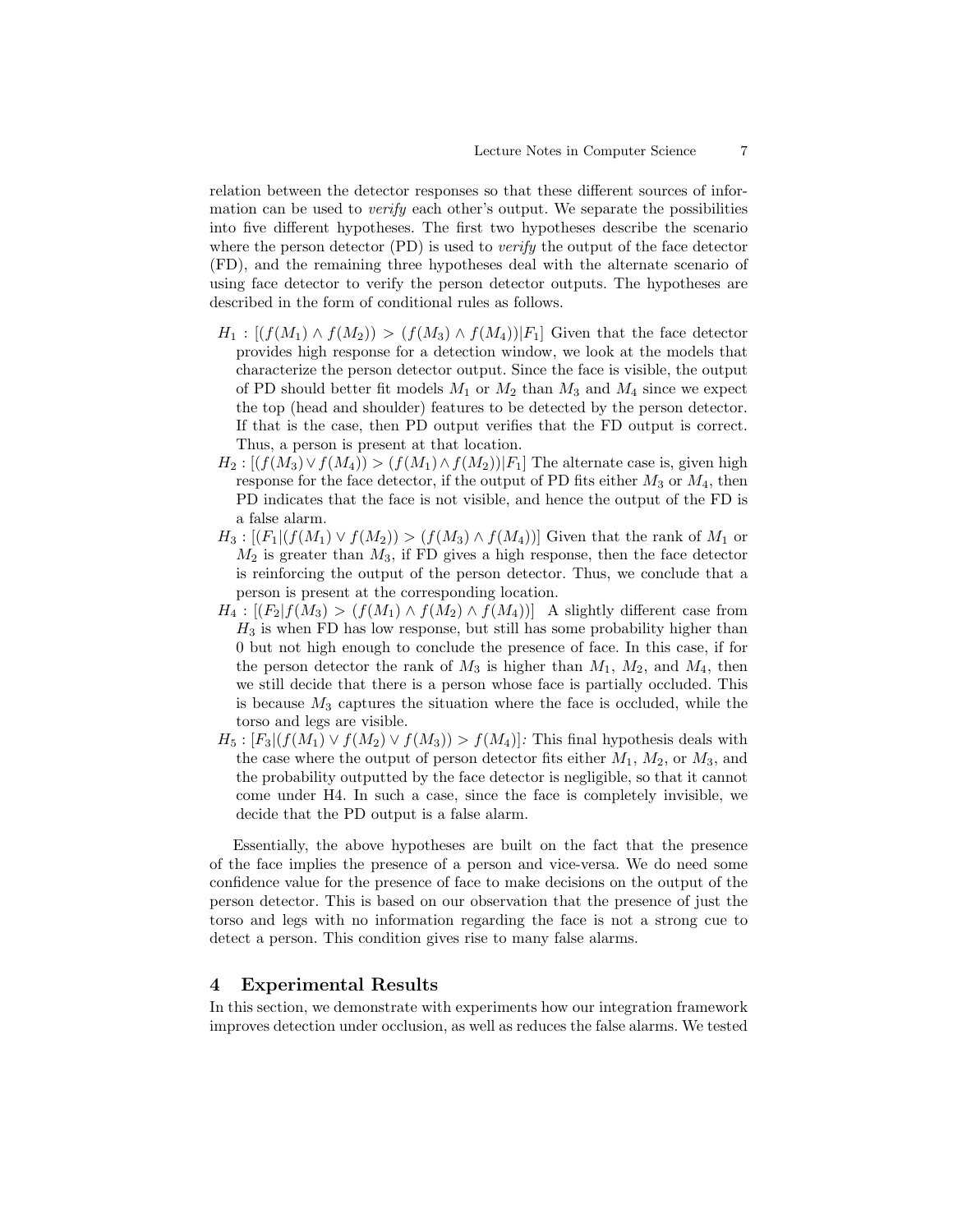relation between the detector responses so that these different sources of information can be used to *verify* each other's output. We separate the possibilities into five different hypotheses. The first two hypotheses describe the scenario where the person detector (PD) is used to *verify* the output of the face detector (FD), and the remaining three hypotheses deal with the alternate scenario of using face detector to verify the person detector outputs. The hypotheses are described in the form of conditional rules as follows.

- $H_1 : [(f(M_1) \wedge f(M_2)) > (f(M_3) \wedge f(M_4)) | F_1]$ Given that the face detector provides high response for a detection window, we look at the models that characterize the person detector output. Since the face is visible, the output of PD should better fit models $M_1$ or $M_2$ than $M_3$ and $M_4$ since we expect the top (head and shoulder) features to be detected by the person detector. If that is the case, then PD output verifies that the FD output is correct. Thus, a person is present at that location.
- $H_2 : [(f(M_3) \vee f(M_4)) > (f(M_1) \wedge f(M_2)) | F_1]$ The alternate case is, given high response for the face detector, if the output of PD fits either $M_3$ or $M_4$, then PD indicates that the face is not visible, and hence the output of the FD is a false alarm.
- $H_3 : [(F_1 | (f(M_1) \vee f(M_2)) > (f(M_3) \wedge f(M_4))]$ Given that the rank of $M_1$ or $M_2$ is greater than $M_3$, if FD gives a high response, then the face detector is reinforcing the output of the person detector. Thus, we conclude that a person is present at the corresponding location.
- $H_4 : [(F_2 | f(M_3) > (f(M_1) \wedge f(M_2) \wedge f(M_4))]$ A slightly different case from $H_3$ is when FD has low response, but still has some probability higher than 0 but not high enough to conclude the presence of face. In this case, if for the person detector the rank of $M_3$ is higher than $M_1$, $M_2$, and $M_4$, then we still decide that there is a person whose face is partially occluded. This is because $M_3$ captures the situation where the face is occluded, while the torso and legs are visible.
- $H_5 : [F_3 | (f(M_1) \vee f(M_2) \vee f(M_3)) > f(M_4)]$*:* This final hypothesis deals with the case where the output of person detector fits either $M_1$, $M_2$, or $M_3$, and the probability outputted by the face detector is negligible, so that it cannot come under H4. In such a case, since the face is completely invisible, we decide that the PD output is a false alarm.

Essentially, the above hypotheses are built on the fact that the presence of the face implies the presence of a person and vice-versa. We do need some confidence value for the presence of face to make decisions on the output of the person detector. This is based on our observation that the presence of just the torso and legs with no information regarding the face is not a strong cue to detect a person. This condition gives rise to many false alarms.

## 4 Experimental Results

In this section, we demonstrate with experiments how our integration framework improves detection under occlusion, as well as reduces the false alarms. We tested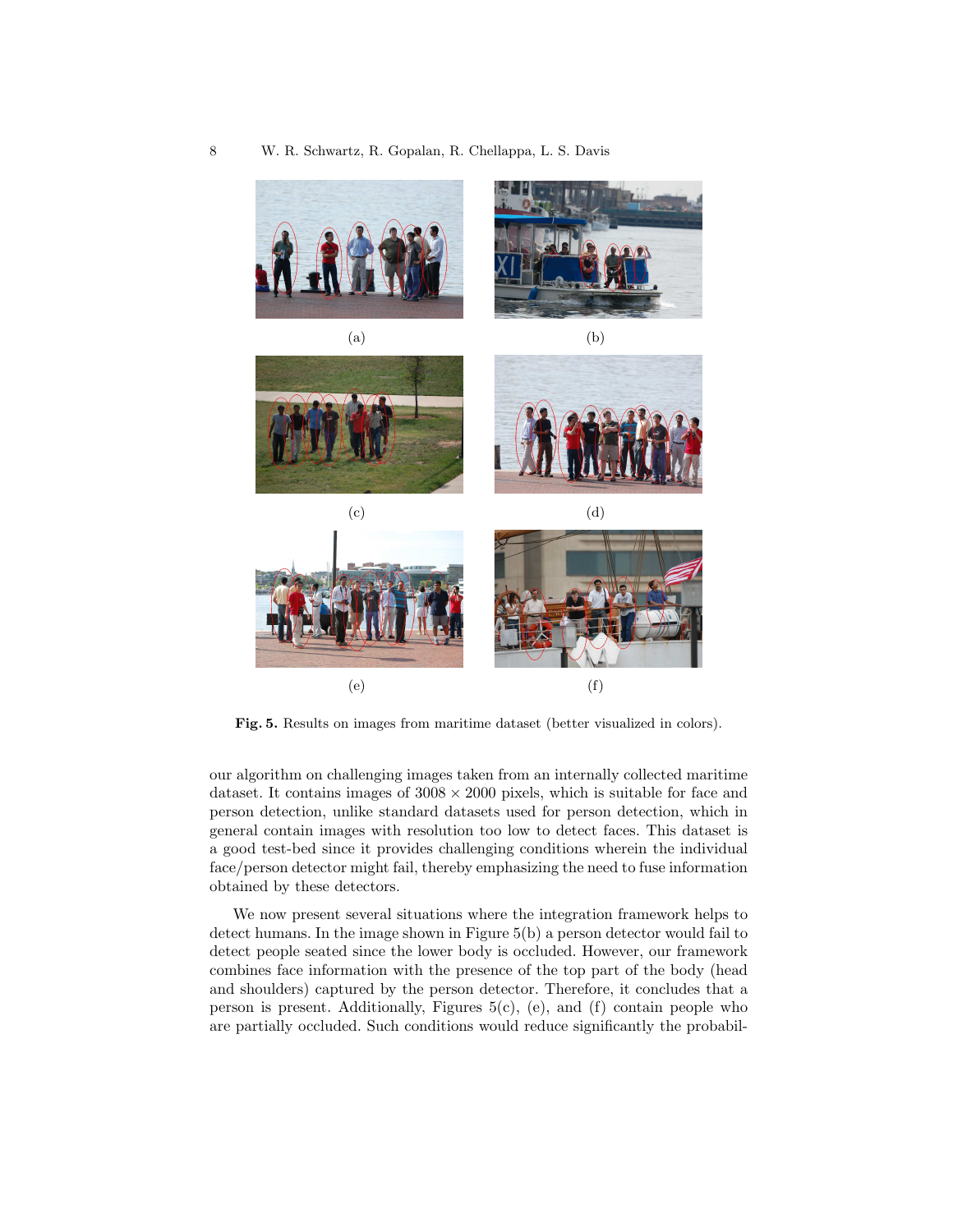(a)

(b)

(c)

(d)

(e)

(f)

**Fig. 5.** Results on images from maritime dataset (better visualized in colors).

our algorithm on challenging images taken from an internally collected maritime dataset. It contains images of $3008 \times 2000$ pixels, which is suitable for face and person detection, unlike standard datasets used for person detection, which in general contain images with resolution too low to detect faces. This dataset is a good test-bed since it provides challenging conditions wherein the individual face/person detector might fail, thereby emphasizing the need to fuse information obtained by these detectors.

We now present several situations where the integration framework helps to detect humans. In the image shown in Figure 5(b) a person detector would fail to detect people seated since the lower body is occluded. However, our framework combines face information with the presence of the top part of the body (head and shoulders) captured by the person detector. Therefore, it concludes that a person is present. Additionally, Figures 5(c), (e), and (f) contain people who are partially occluded. Such conditions would reduce significantly the probabil-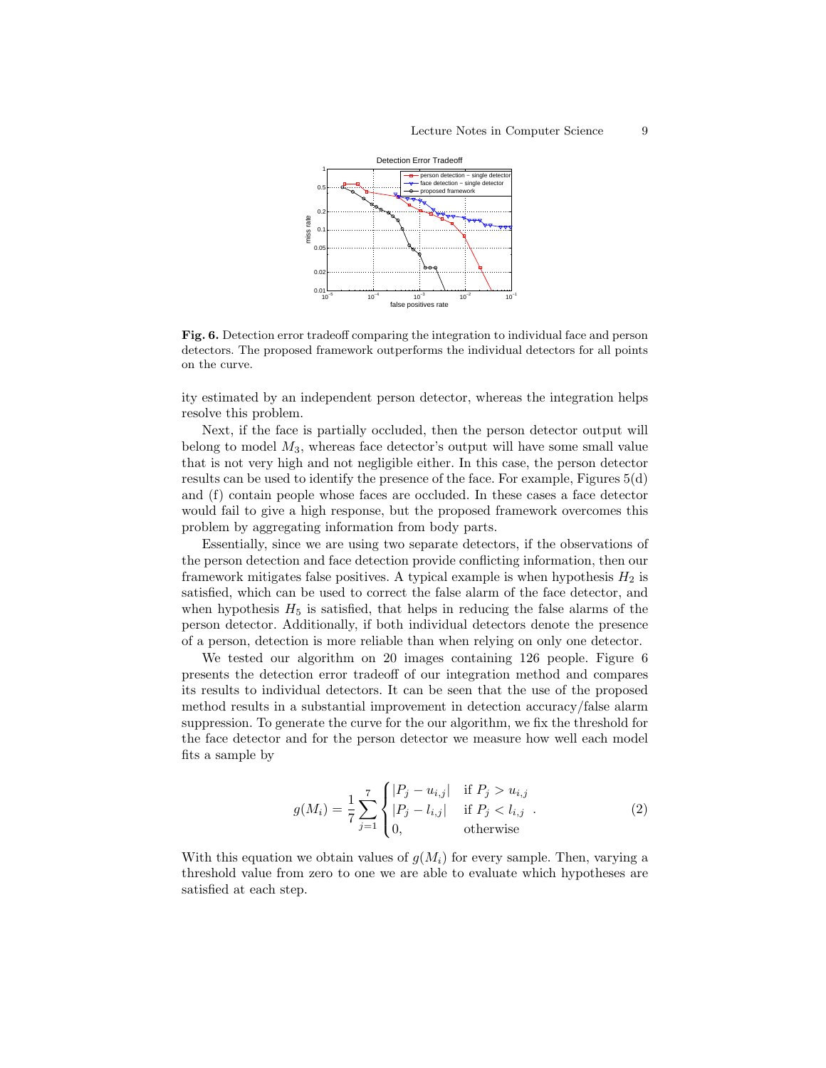**Fig. 6.** Detection error tradeoff comparing the integration to individual face and person detectors. The proposed framework outperforms the individual detectors for all points on the curve.

ity estimated by an independent person detector, whereas the integration helps resolve this problem.

Next, if the face is partially occluded, then the person detector output will belong to model $M_3$, whereas face detector's output will have some small value that is not very high and not negligible either. In this case, the person detector results can be used to identify the presence of the face. For example, Figures 5(d) and (f) contain people whose faces are occluded. In these cases a face detector would fail to give a high response, but the proposed framework overcomes this problem by aggregating information from body parts.

Essentially, since we are using two separate detectors, if the observations of the person detection and face detection provide conflicting information, then our framework mitigates false positives. A typical example is when hypothesis $H_2$ is satisfied, which can be used to correct the false alarm of the face detector, and when hypothesis $H_5$ is satisfied, that helps in reducing the false alarms of the person detector. Additionally, if both individual detectors denote the presence of a person, detection is more reliable than when relying on only one detector.

We tested our algorithm on 20 images containing 126 people. Figure 6 presents the detection error tradeoff of our integration method and compares its results to individual detectors. It can be seen that the use of the proposed method results in a substantial improvement in detection accuracy/false alarm suppression. To generate the curve for the our algorithm, we fix the threshold for the face detector and for the person detector we measure how well each model fits a sample by

$$g(M_i) = \frac{1}{7} \sum_{j=1}^{7} \begin{cases} |P_j - u_{i,j}| & \text{if } P_j > u_{i,j} \\ |P_j - l_{i,j}| & \text{if } P_j < l_{i,j} \\ 0, & \text{otherwise} \end{cases} . \tag{2}$$

With this equation we obtain values of $g(M_i)$ for every sample. Then, varying a threshold value from zero to one we are able to evaluate which hypotheses are satisfied at each step.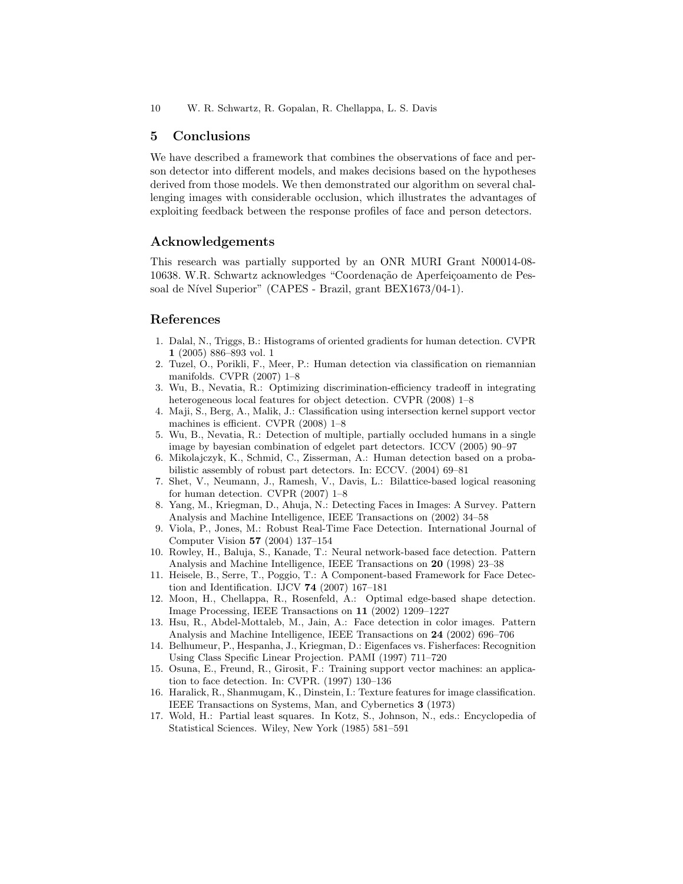## 5 Conclusions

We have described a framework that combines the observations of face and person detector into different models, and makes decisions based on the hypotheses derived from those models. We then demonstrated our algorithm on several challenging images with considerable occlusion, which illustrates the advantages of exploiting feedback between the response profiles of face and person detectors.

## Acknowledgements

This research was partially supported by an ONR MURI Grant N00014-08-10638. W.R. Schwartz acknowledges "Coordenação de Aperfeiçoamento de Pessoal de Nível Superior" (CAPES - Brazil, grant BEX1673/04-1).

## References

1. Dalal, N., Triggs, B.: Histograms of oriented gradients for human detection. CVPR **1** (2005) 886–893 vol. 1
2. Tuzel, O., Porikli, F., Meer, P.: Human detection via classification on riemannian manifolds. CVPR (2007) 1–8
3. Wu, B., Nevatia, R.: Optimizing discrimination-efficiency tradeoff in integrating heterogeneous local features for object detection. CVPR (2008) 1–8
4. Maji, S., Berg, A., Malik, J.: Classification using intersection kernel support vector machines is efficient. CVPR (2008) 1–8
5. Wu, B., Nevatia, R.: Detection of multiple, partially occluded humans in a single image by bayesian combination of edgelet part detectors. ICCV (2005) 90–97
6. Mikolajczyk, K., Schmid, C., Zisserman, A.: Human detection based on a probabilistic assembly of robust part detectors. In: ECCV. (2004) 69–81
7. Shet, V., Neumann, J., Ramesh, V., Davis, L.: Bilattice-based logical reasoning for human detection. CVPR (2007) 1–8
8. Yang, M., Kriegman, D., Ahuja, N.: Detecting Faces in Images: A Survey. Pattern Analysis and Machine Intelligence, IEEE Transactions on (2002) 34–58
9. Viola, P., Jones, M.: Robust Real-Time Face Detection. International Journal of Computer Vision **57** (2004) 137–154
10. Rowley, H., Baluja, S., Kanade, T.: Neural network-based face detection. Pattern Analysis and Machine Intelligence, IEEE Transactions on **20** (1998) 23–38
11. Heisele, B., Serre, T., Poggio, T.: A Component-based Framework for Face Detection and Identification. IJCV **74** (2007) 167–181
12. Moon, H., Chellappa, R., Rosenfeld, A.: Optimal edge-based shape detection. Image Processing, IEEE Transactions on **11** (2002) 1209–1227
13. Hsu, R., Abdel-Mottaleb, M., Jain, A.: Face detection in color images. Pattern Analysis and Machine Intelligence, IEEE Transactions on **24** (2002) 696–706
14. Belhumeur, P., Hespanha, J., Kriegman, D.: Eigenfaces vs. Fisherfaces: Recognition Using Class Specific Linear Projection. PAMI (1997) 711–720
15. Osuna, E., Freund, R., Girosit, F.: Training support vector machines: an application to face detection. In: CVPR. (1997) 130–136
16. Haralick, R., Shanmugam, K., Dinstein, I.: Texture features for image classification. IEEE Transactions on Systems, Man, and Cybernetics **3** (1973)
17. Wold, H.: Partial least squares. In Kotz, S., Johnson, N., eds.: Encyclopedia of Statistical Sciences. Wiley, New York (1985) 581–591